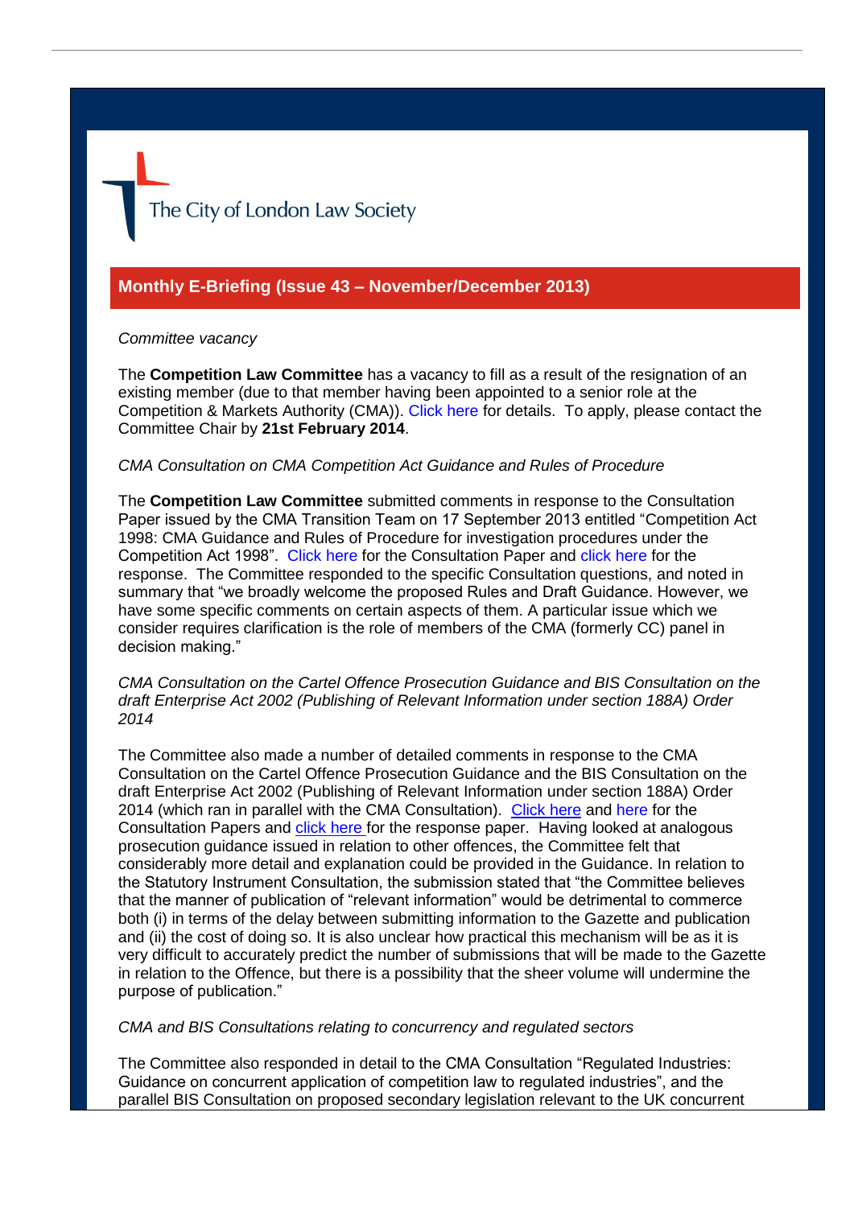The City of London Law Society

## Monthly E-Briefing (Issue 43 – November/December 2013)

*Committee vacancy*

The **Competition Law Committee** has a vacancy to fill as a result of the resignation of an existing member (due to that member having been appointed to a senior role at the Competition & Markets Authority (CMA)). Click here for details. To apply, please contact the Committee Chair by **21st February 2014**.

*CMA Consultation on CMA Competition Act Guidance and Rules of Procedure*

The **Competition Law Committee** submitted comments in response to the Consultation Paper issued by the CMA Transition Team on 17 September 2013 entitled "Competition Act 1998: CMA Guidance and Rules of Procedure for investigation procedures under the Competition Act 1998". Click here for the Consultation Paper and click here for the response. The Committee responded to the specific Consultation questions, and noted in summary that "we broadly welcome the proposed Rules and Draft Guidance. However, we have some specific comments on certain aspects of them. A particular issue which we consider requires clarification is the role of members of the CMA (formerly CC) panel in decision making."

*CMA Consultation on the Cartel Offence Prosecution Guidance and BIS Consultation on the draft Enterprise Act 2002 (Publishing of Relevant Information under section 188A) Order 2014*

The Committee also made a number of detailed comments in response to the CMA Consultation on the Cartel Offence Prosecution Guidance and the BIS Consultation on the draft Enterprise Act 2002 (Publishing of Relevant Information under section 188A) Order 2014 (which ran in parallel with the CMA Consultation). Click here and here for the Consultation Papers and click here for the response paper. Having looked at analogous prosecution guidance issued in relation to other offences, the Committee felt that considerably more detail and explanation could be provided in the Guidance. In relation to the Statutory Instrument Consultation, the submission stated that "the Committee believes that the manner of publication of "relevant information" would be detrimental to commerce both (i) in terms of the delay between submitting information to the Gazette and publication and (ii) the cost of doing so. It is also unclear how practical this mechanism will be as it is very difficult to accurately predict the number of submissions that will be made to the Gazette in relation to the Offence, but there is a possibility that the sheer volume will undermine the purpose of publication."

*CMA and BIS Consultations relating to concurrency and regulated sectors*

The Committee also responded in detail to the CMA Consultation "Regulated Industries: Guidance on concurrent application of competition law to regulated industries", and the parallel BIS Consultation on proposed secondary legislation relevant to the UK concurrent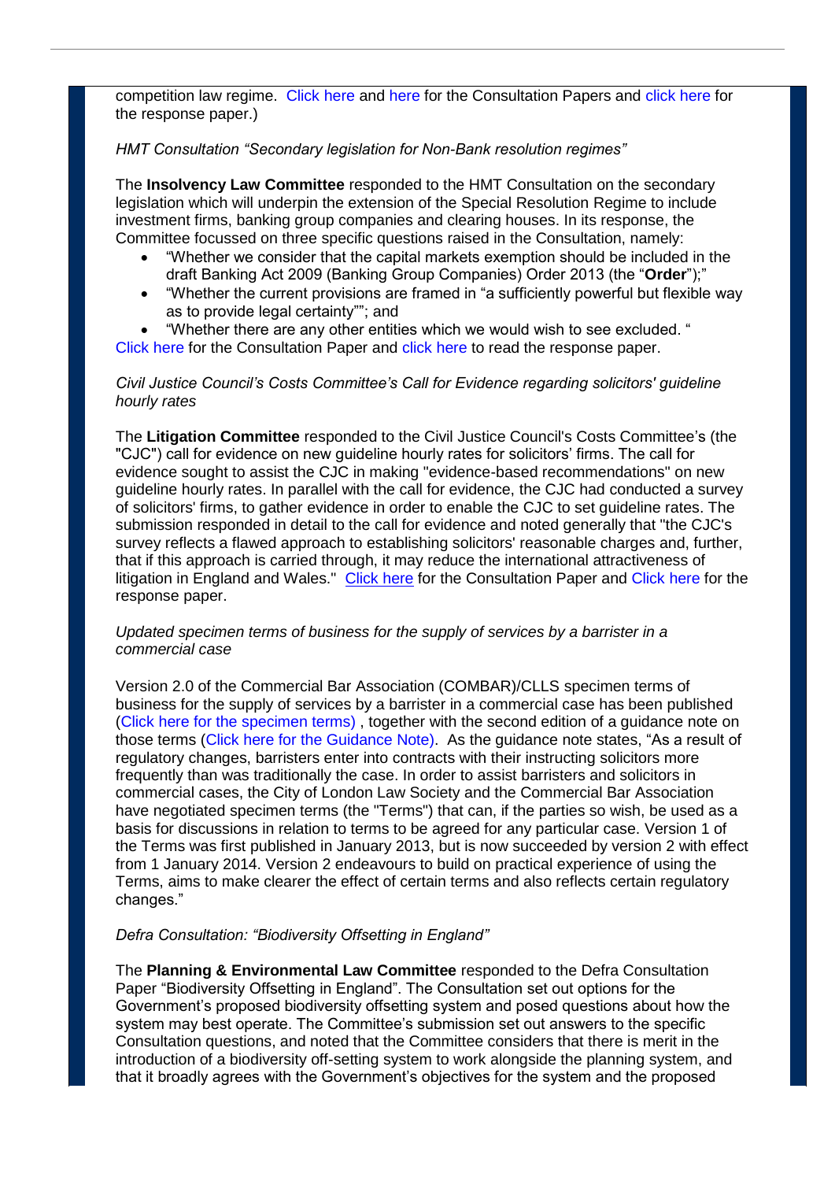competition law regime. Click here and here for the Consultation Papers and click here for the response paper.)

*HMT Consultation "Secondary legislation for Non-Bank resolution regimes"*

The **Insolvency Law Committee** responded to the HMT Consultation on the secondary legislation which will underpin the extension of the Special Resolution Regime to include investment firms, banking group companies and clearing houses. In its response, the Committee focussed on three specific questions raised in the Consultation, namely:

- "Whether we consider that the capital markets exemption should be included in the draft Banking Act 2009 (Banking Group Companies) Order 2013 (the "**Order**");"
- "Whether the current provisions are framed in "a sufficiently powerful but flexible way as to provide legal certainty""; and
- "Whether there are any other entities which we would wish to see excluded. "

Click here for the Consultation Paper and click here to read the response paper.

*Civil Justice Council's Costs Committee's Call for Evidence regarding solicitors' guideline hourly rates*

The **Litigation Committee** responded to the Civil Justice Council's Costs Committee's (the "CJC") call for evidence on new guideline hourly rates for solicitors' firms. The call for evidence sought to assist the CJC in making "evidence-based recommendations" on new guideline hourly rates. In parallel with the call for evidence, the CJC had conducted a survey of solicitors' firms, to gather evidence in order to enable the CJC to set guideline rates. The submission responded in detail to the call for evidence and noted generally that "the CJC's survey reflects a flawed approach to establishing solicitors' reasonable charges and, further, that if this approach is carried through, it may reduce the international attractiveness of litigation in England and Wales." Click here for the Consultation Paper and Click here for the response paper.

*Updated specimen terms of business for the supply of services by a barrister in a commercial case*

Version 2.0 of the Commercial Bar Association (COMBAR)/CLLS specimen terms of business for the supply of services by a barrister in a commercial case has been published (Click here for the specimen terms) , together with the second edition of a guidance note on those terms (Click here for the Guidance Note). As the guidance note states, "As a result of regulatory changes, barristers enter into contracts with their instructing solicitors more frequently than was traditionally the case. In order to assist barristers and solicitors in commercial cases, the City of London Law Society and the Commercial Bar Association have negotiated specimen terms (the "Terms") that can, if the parties so wish, be used as a basis for discussions in relation to terms to be agreed for any particular case. Version 1 of the Terms was first published in January 2013, but is now succeeded by version 2 with effect from 1 January 2014. Version 2 endeavours to build on practical experience of using the Terms, aims to make clearer the effect of certain terms and also reflects certain regulatory changes."

*Defra Consultation: "Biodiversity Offsetting in England"*

The **Planning & Environmental Law Committee** responded to the Defra Consultation Paper "Biodiversity Offsetting in England". The Consultation set out options for the Government's proposed biodiversity offsetting system and posed questions about how the system may best operate. The Committee's submission set out answers to the specific Consultation questions, and noted that the Committee considers that there is merit in the introduction of a biodiversity off-setting system to work alongside the planning system, and that it broadly agrees with the Government's objectives for the system and the proposed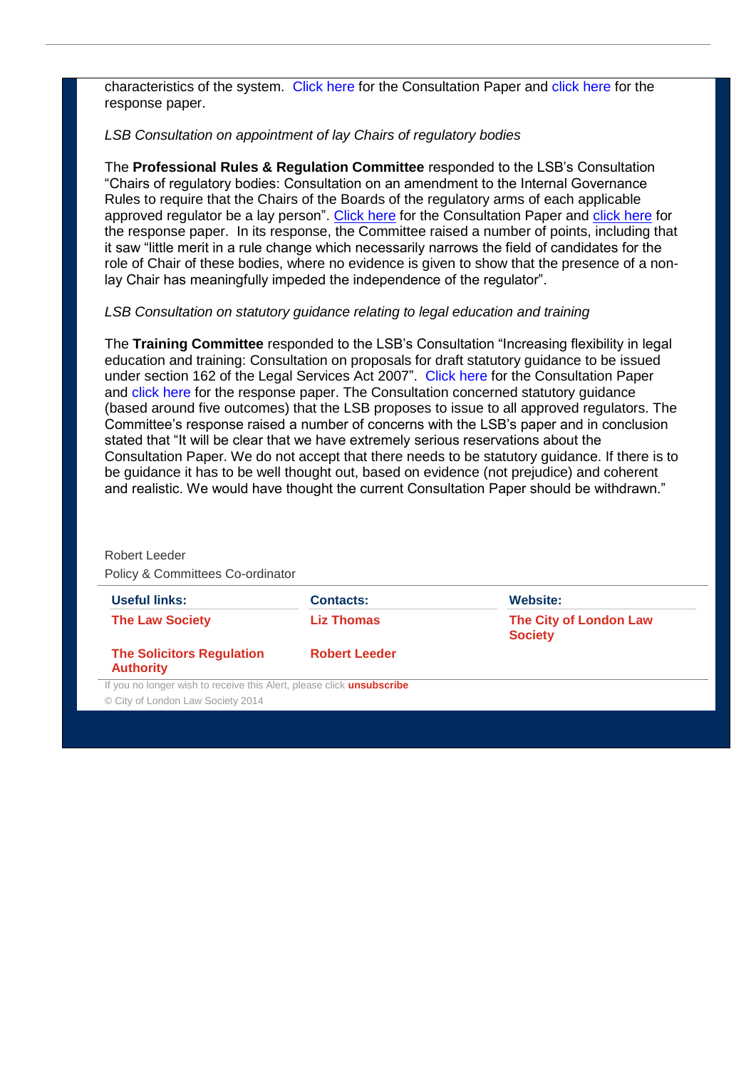characteristics of the system. Click here for the Consultation Paper and click here for the response paper.

*LSB Consultation on appointment of lay Chairs of regulatory bodies*

The **Professional Rules & Regulation Committee** responded to the LSB's Consultation "Chairs of regulatory bodies: Consultation on an amendment to the Internal Governance Rules to require that the Chairs of the Boards of the regulatory arms of each applicable approved regulator be a lay person". Click here for the Consultation Paper and click here for the response paper. In its response, the Committee raised a number of points, including that it saw "little merit in a rule change which necessarily narrows the field of candidates for the role of Chair of these bodies, where no evidence is given to show that the presence of a non-lay Chair has meaningfully impeded the independence of the regulator".

*LSB Consultation on statutory guidance relating to legal education and training*

The **Training Committee** responded to the LSB's Consultation "Increasing flexibility in legal education and training: Consultation on proposals for draft statutory guidance to be issued under section 162 of the Legal Services Act 2007". Click here for the Consultation Paper and click here for the response paper. The Consultation concerned statutory guidance (based around five outcomes) that the LSB proposes to issue to all approved regulators. The Committee's response raised a number of concerns with the LSB's paper and in conclusion stated that "It will be clear that we have extremely serious reservations about the Consultation Paper. We do not accept that there needs to be statutory guidance. If there is to be guidance it has to be well thought out, based on evidence (not prejudice) and coherent and realistic. We would have thought the current Consultation Paper should be withdrawn."

Robert Leeder

Policy & Committees Co-ordinator

| Useful links: | Contacts: | Website: |
|---|---|---|
| **The Law Society** | **Liz Thomas** | **The City of London Law Society** |
| **The Solicitors Regulation Authority** | **Robert Leeder** | |

If you no longer wish to receive this Alert, please click **unsubscribe**

© City of London Law Society 2014